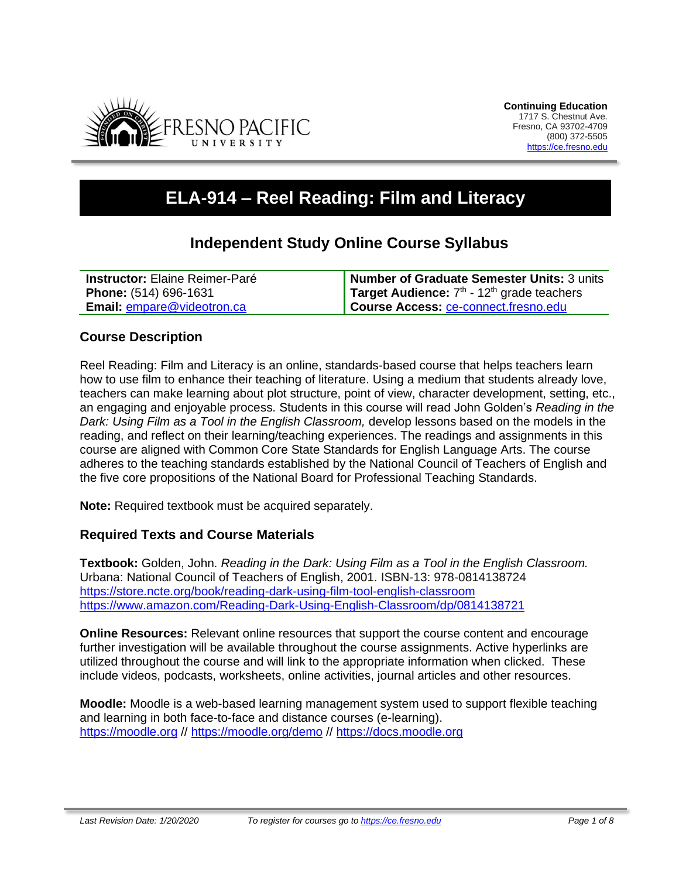**Continuing Education**
1717 S. Chestnut Ave.
Fresno, CA 93702-4709
(800) 372-5505
https://ce.fresno.edu

# ELA-914 – Reel Reading: Film and Literacy

## Independent Study Online Course Syllabus

| **Instructor:** Elaine Reimer-Paré | **Number of Graduate Semester Units:** 3 units |
|---|---|
| **Phone:** (514) 696-1631 | **Target Audience:** 7th - 12th grade teachers |
| **Email:** empare@videotron.ca | **Course Access:** ce-connect.fresno.edu |

### Course Description

Reel Reading: Film and Literacy is an online, standards-based course that helps teachers learn how to use film to enhance their teaching of literature. Using a medium that students already love, teachers can make learning about plot structure, point of view, character development, setting, etc., an engaging and enjoyable process. Students in this course will read John Golden's *Reading in the Dark: Using Film as a Tool in the English Classroom,* develop lessons based on the models in the reading, and reflect on their learning/teaching experiences. The readings and assignments in this course are aligned with Common Core State Standards for English Language Arts. The course adheres to the teaching standards established by the National Council of Teachers of English and the five core propositions of the National Board for Professional Teaching Standards.

**Note:** Required textbook must be acquired separately.

### Required Texts and Course Materials

**Textbook:** Golden, John. *Reading in the Dark: Using Film as a Tool in the English Classroom.* Urbana: National Council of Teachers of English, 2001. ISBN-13: 978-0814138724
https://store.ncte.org/book/reading-dark-using-film-tool-english-classroom
https://www.amazon.com/Reading-Dark-Using-English-Classroom/dp/0814138721

**Online Resources:** Relevant online resources that support the course content and encourage further investigation will be available throughout the course assignments. Active hyperlinks are utilized throughout the course and will link to the appropriate information when clicked. These include videos, podcasts, worksheets, online activities, journal articles and other resources.

**Moodle:** Moodle is a web-based learning management system used to support flexible teaching and learning in both face-to-face and distance courses (e-learning).
https://moodle.org // https://moodle.org/demo // https://docs.moodle.org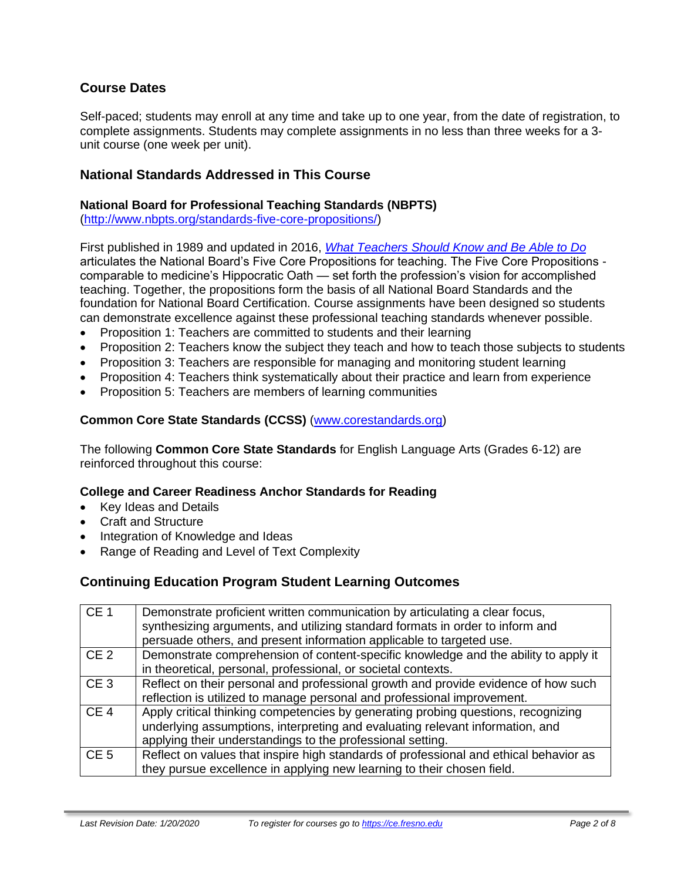## Course Dates

Self-paced; students may enroll at any time and take up to one year, from the date of registration, to complete assignments. Students may complete assignments in no less than three weeks for a 3-unit course (one week per unit).

## National Standards Addressed in This Course

### National Board for Professional Teaching Standards (NBPTS)

(http://www.nbpts.org/standards-five-core-propositions/)

First published in 1989 and updated in 2016, *What Teachers Should Know and Be Able to Do* articulates the National Board's Five Core Propositions for teaching. The Five Core Propositions - comparable to medicine's Hippocratic Oath — set forth the profession's vision for accomplished teaching. Together, the propositions form the basis of all National Board Standards and the foundation for National Board Certification. Course assignments have been designed so students can demonstrate excellence against these professional teaching standards whenever possible.

- Proposition 1: Teachers are committed to students and their learning
- Proposition 2: Teachers know the subject they teach and how to teach those subjects to students
- Proposition 3: Teachers are responsible for managing and monitoring student learning
- Proposition 4: Teachers think systematically about their practice and learn from experience
- Proposition 5: Teachers are members of learning communities

### Common Core State Standards (CCSS) (www.corestandards.org)

The following **Common Core State Standards** for English Language Arts (Grades 6-12) are reinforced throughout this course:

### College and Career Readiness Anchor Standards for Reading

- Key Ideas and Details
- Craft and Structure
- Integration of Knowledge and Ideas
- Range of Reading and Level of Text Complexity

## Continuing Education Program Student Learning Outcomes

| | |
|---|---|
| CE 1 | Demonstrate proficient written communication by articulating a clear focus, synthesizing arguments, and utilizing standard formats in order to inform and persuade others, and present information applicable to targeted use. |
| CE 2 | Demonstrate comprehension of content-specific knowledge and the ability to apply it in theoretical, personal, professional, or societal contexts. |
| CE 3 | Reflect on their personal and professional growth and provide evidence of how such reflection is utilized to manage personal and professional improvement. |
| CE 4 | Apply critical thinking competencies by generating probing questions, recognizing underlying assumptions, interpreting and evaluating relevant information, and applying their understandings to the professional setting. |
| CE 5 | Reflect on values that inspire high standards of professional and ethical behavior as they pursue excellence in applying new learning to their chosen field. |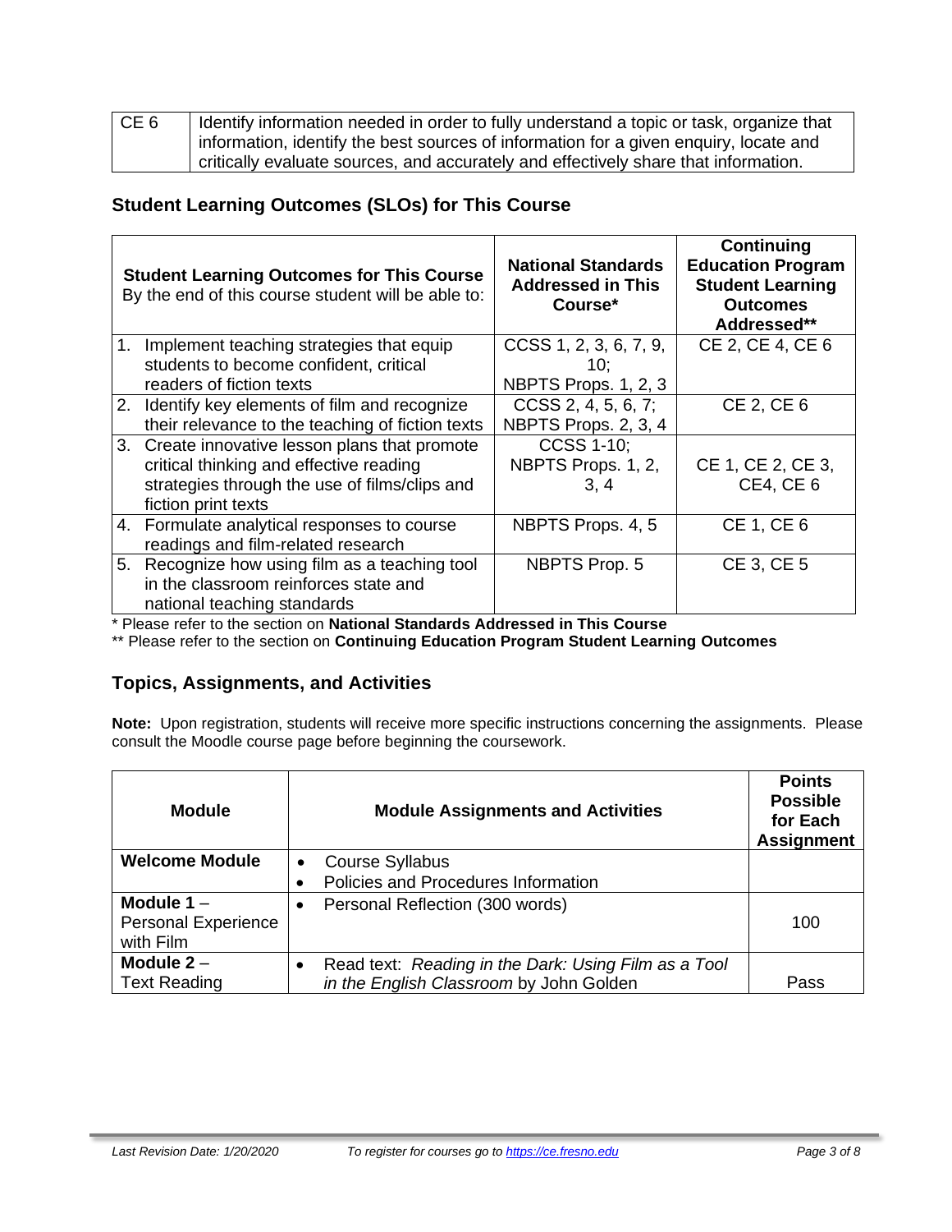| CE 6 | Identify information needed in order to fully understand a topic or task, organize that information, identify the best sources of information for a given enquiry, locate and critically evaluate sources, and accurately and effectively share that information. |
|---|---|

## Student Learning Outcomes (SLOs) for This Course

| **Student Learning Outcomes for This Course** By the end of this course student will be able to: | **National Standards Addressed in This Course*** | **Continuing Education Program Student Learning Outcomes Addressed**** |
|---|---|---|
| 1. Implement teaching strategies that equip students to become confident, critical readers of fiction texts | CCSS 1, 2, 3, 6, 7, 9, 10; NBPTS Props. 1, 2, 3 | CE 2, CE 4, CE 6 |
| 2. Identify key elements of film and recognize their relevance to the teaching of fiction texts | CCSS 2, 4, 5, 6, 7; NBPTS Props. 2, 3, 4 | CE 2, CE 6 |
| 3. Create innovative lesson plans that promote critical thinking and effective reading strategies through the use of films/clips and fiction print texts | CCSS 1-10; NBPTS Props. 1, 2, 3, 4 | CE 1, CE 2, CE 3, CE4, CE 6 |
| 4. Formulate analytical responses to course readings and film-related research | NBPTS Props. 4, 5 | CE 1, CE 6 |
| 5. Recognize how using film as a teaching tool in the classroom reinforces state and national teaching standards | NBPTS Prop. 5 | CE 3, CE 5 |

* Please refer to the section on **National Standards Addressed in This Course**

** Please refer to the section on **Continuing Education Program Student Learning Outcomes**

## Topics, Assignments, and Activities

**Note:** Upon registration, students will receive more specific instructions concerning the assignments. Please consult the Moodle course page before beginning the coursework.

| **Module** | **Module Assignments and Activities** | **Points Possible for Each Assignment** |
|---|---|---|
| **Welcome Module** | • Course Syllabus<br>• Policies and Procedures Information | |
| **Module 1** – Personal Experience with Film | • Personal Reflection (300 words) | 100 |
| **Module 2** – Text Reading | • Read text: *Reading in the Dark: Using Film as a Tool in the English Classroom* by John Golden | Pass |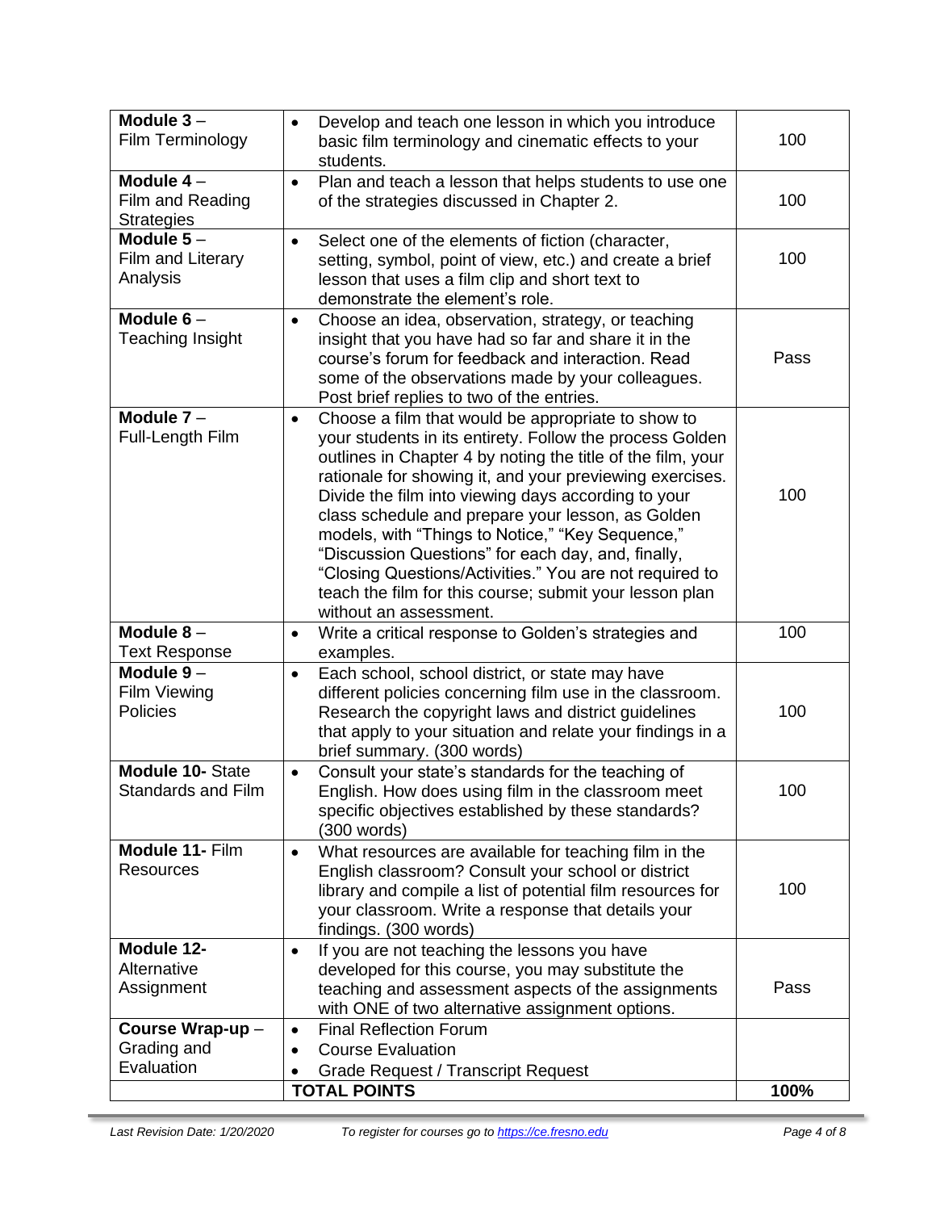| **Module 3** – Film Terminology | • Develop and teach one lesson in which you introduce basic film terminology and cinematic effects to your students. | 100 |
|---|---|---|
| **Module 4** – Film and Reading Strategies | • Plan and teach a lesson that helps students to use one of the strategies discussed in Chapter 2. | 100 |
| **Module 5** – Film and Literary Analysis | • Select one of the elements of fiction (character, setting, symbol, point of view, etc.) and create a brief lesson that uses a film clip and short text to demonstrate the element's role. | 100 |
| **Module 6** – Teaching Insight | • Choose an idea, observation, strategy, or teaching insight that you have had so far and share it in the course's forum for feedback and interaction. Read some of the observations made by your colleagues. Post brief replies to two of the entries. | Pass |
| **Module 7** – Full-Length Film | • Choose a film that would be appropriate to show to your students in its entirety. Follow the process Golden outlines in Chapter 4 by noting the title of the film, your rationale for showing it, and your previewing exercises. Divide the film into viewing days according to your class schedule and prepare your lesson, as Golden models, with "Things to Notice," "Key Sequence," "Discussion Questions" for each day, and, finally, "Closing Questions/Activities." You are not required to teach the film for this course; submit your lesson plan without an assessment. | 100 |
| **Module 8** – Text Response | • Write a critical response to Golden's strategies and examples. | 100 |
| **Module 9** – Film Viewing Policies | • Each school, school district, or state may have different policies concerning film use in the classroom. Research the copyright laws and district guidelines that apply to your situation and relate your findings in a brief summary. (300 words) | 100 |
| **Module 10-** State Standards and Film | • Consult your state's standards for the teaching of English. How does using film in the classroom meet specific objectives established by these standards? (300 words) | 100 |
| **Module 11-** Film Resources | • What resources are available for teaching film in the English classroom? Consult your school or district library and compile a list of potential film resources for your classroom. Write a response that details your findings. (300 words) | 100 |
| **Module 12-** Alternative Assignment | • If you are not teaching the lessons you have developed for this course, you may substitute the teaching and assessment aspects of the assignments with ONE of two alternative assignment options. | Pass |
| **Course Wrap-up** – Grading and Evaluation | • Final Reflection Forum<br>• Course Evaluation<br>• Grade Request / Transcript Request | |
| | **TOTAL POINTS** | **100%** |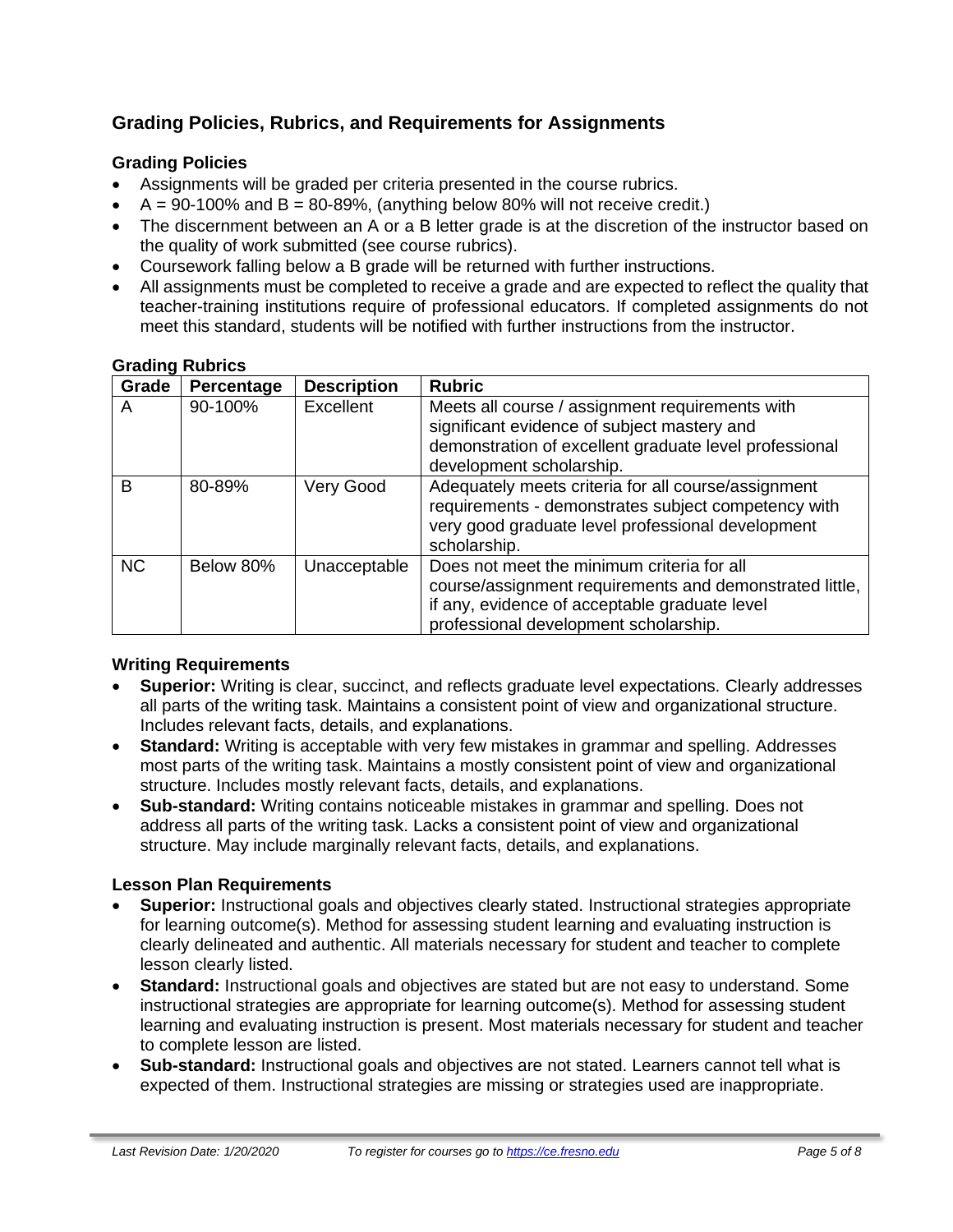## Grading Policies, Rubrics, and Requirements for Assignments

### Grading Policies

- Assignments will be graded per criteria presented in the course rubrics.
- A = 90-100% and B = 80-89%, (anything below 80% will not receive credit.)
- The discernment between an A or a B letter grade is at the discretion of the instructor based on the quality of work submitted (see course rubrics).
- Coursework falling below a B grade will be returned with further instructions.
- All assignments must be completed to receive a grade and are expected to reflect the quality that teacher-training institutions require of professional educators. If completed assignments do not meet this standard, students will be notified with further instructions from the instructor.

### Grading Rubrics

| Grade | Percentage | Description | Rubric |
|---|---|---|---|
| A | 90-100% | Excellent | Meets all course / assignment requirements with significant evidence of subject mastery and demonstration of excellent graduate level professional development scholarship. |
| B | 80-89% | Very Good | Adequately meets criteria for all course/assignment requirements - demonstrates subject competency with very good graduate level professional development scholarship. |
| NC | Below 80% | Unacceptable | Does not meet the minimum criteria for all course/assignment requirements and demonstrated little, if any, evidence of acceptable graduate level professional development scholarship. |

### Writing Requirements

- **Superior:** Writing is clear, succinct, and reflects graduate level expectations. Clearly addresses all parts of the writing task. Maintains a consistent point of view and organizational structure. Includes relevant facts, details, and explanations.
- **Standard:** Writing is acceptable with very few mistakes in grammar and spelling. Addresses most parts of the writing task. Maintains a mostly consistent point of view and organizational structure. Includes mostly relevant facts, details, and explanations.
- **Sub-standard:** Writing contains noticeable mistakes in grammar and spelling. Does not address all parts of the writing task. Lacks a consistent point of view and organizational structure. May include marginally relevant facts, details, and explanations.

### Lesson Plan Requirements

- **Superior:** Instructional goals and objectives clearly stated. Instructional strategies appropriate for learning outcome(s). Method for assessing student learning and evaluating instruction is clearly delineated and authentic. All materials necessary for student and teacher to complete lesson clearly listed.
- **Standard:** Instructional goals and objectives are stated but are not easy to understand. Some instructional strategies are appropriate for learning outcome(s). Method for assessing student learning and evaluating instruction is present. Most materials necessary for student and teacher to complete lesson are listed.
- **Sub-standard:** Instructional goals and objectives are not stated. Learners cannot tell what is expected of them. Instructional strategies are missing or strategies used are inappropriate.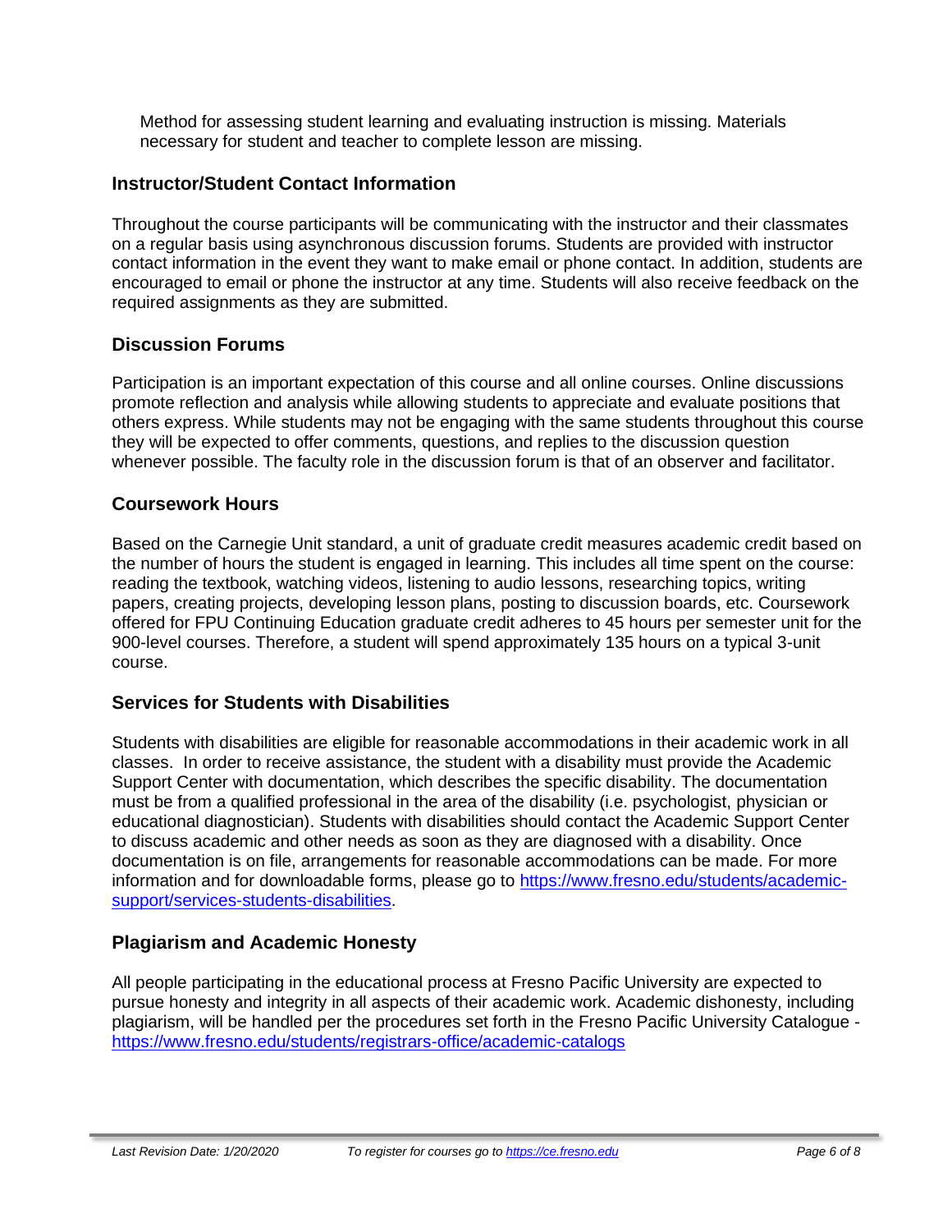Method for assessing student learning and evaluating instruction is missing. Materials necessary for student and teacher to complete lesson are missing.

## Instructor/Student Contact Information

Throughout the course participants will be communicating with the instructor and their classmates on a regular basis using asynchronous discussion forums. Students are provided with instructor contact information in the event they want to make email or phone contact. In addition, students are encouraged to email or phone the instructor at any time. Students will also receive feedback on the required assignments as they are submitted.

## Discussion Forums

Participation is an important expectation of this course and all online courses. Online discussions promote reflection and analysis while allowing students to appreciate and evaluate positions that others express. While students may not be engaging with the same students throughout this course they will be expected to offer comments, questions, and replies to the discussion question whenever possible. The faculty role in the discussion forum is that of an observer and facilitator.

## Coursework Hours

Based on the Carnegie Unit standard, a unit of graduate credit measures academic credit based on the number of hours the student is engaged in learning. This includes all time spent on the course: reading the textbook, watching videos, listening to audio lessons, researching topics, writing papers, creating projects, developing lesson plans, posting to discussion boards, etc. Coursework offered for FPU Continuing Education graduate credit adheres to 45 hours per semester unit for the 900-level courses. Therefore, a student will spend approximately 135 hours on a typical 3-unit course.

## Services for Students with Disabilities

Students with disabilities are eligible for reasonable accommodations in their academic work in all classes. In order to receive assistance, the student with a disability must provide the Academic Support Center with documentation, which describes the specific disability. The documentation must be from a qualified professional in the area of the disability (i.e. psychologist, physician or educational diagnostician). Students with disabilities should contact the Academic Support Center to discuss academic and other needs as soon as they are diagnosed with a disability. Once documentation is on file, arrangements for reasonable accommodations can be made. For more information and for downloadable forms, please go to [https://www.fresno.edu/students/academic-support/services-students-disabilities](https://www.fresno.edu/students/academic-support/services-students-disabilities).

## Plagiarism and Academic Honesty

All people participating in the educational process at Fresno Pacific University are expected to pursue honesty and integrity in all aspects of their academic work. Academic dishonesty, including plagiarism, will be handled per the procedures set forth in the Fresno Pacific University Catalogue - [https://www.fresno.edu/students/registrars-office/academic-catalogs](https://www.fresno.edu/students/registrars-office/academic-catalogs)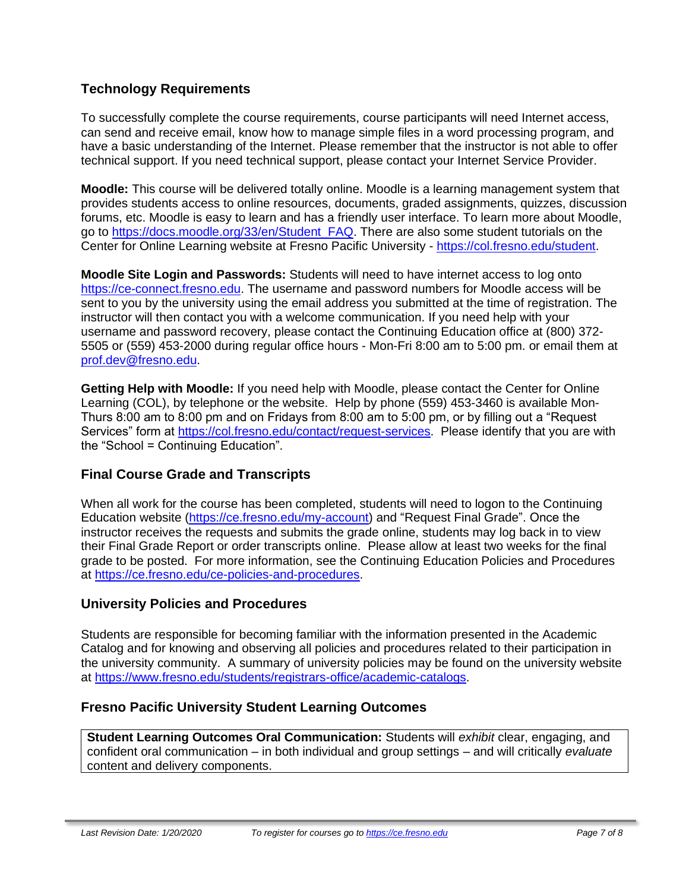## Technology Requirements

To successfully complete the course requirements, course participants will need Internet access, can send and receive email, know how to manage simple files in a word processing program, and have a basic understanding of the Internet. Please remember that the instructor is not able to offer technical support. If you need technical support, please contact your Internet Service Provider.

**Moodle:** This course will be delivered totally online. Moodle is a learning management system that provides students access to online resources, documents, graded assignments, quizzes, discussion forums, etc. Moodle is easy to learn and has a friendly user interface. To learn more about Moodle, go to https://docs.moodle.org/33/en/Student_FAQ. There are also some student tutorials on the Center for Online Learning website at Fresno Pacific University - https://col.fresno.edu/student.

**Moodle Site Login and Passwords:** Students will need to have internet access to log onto https://ce-connect.fresno.edu. The username and password numbers for Moodle access will be sent to you by the university using the email address you submitted at the time of registration. The instructor will then contact you with a welcome communication. If you need help with your username and password recovery, please contact the Continuing Education office at (800) 372-5505 or (559) 453-2000 during regular office hours - Mon-Fri 8:00 am to 5:00 pm. or email them at prof.dev@fresno.edu.

**Getting Help with Moodle:** If you need help with Moodle, please contact the Center for Online Learning (COL), by telephone or the website. Help by phone (559) 453-3460 is available Mon-Thurs 8:00 am to 8:00 pm and on Fridays from 8:00 am to 5:00 pm, or by filling out a "Request Services" form at https://col.fresno.edu/contact/request-services. Please identify that you are with the "School = Continuing Education".

## Final Course Grade and Transcripts

When all work for the course has been completed, students will need to logon to the Continuing Education website (https://ce.fresno.edu/my-account) and "Request Final Grade". Once the instructor receives the requests and submits the grade online, students may log back in to view their Final Grade Report or order transcripts online. Please allow at least two weeks for the final grade to be posted. For more information, see the Continuing Education Policies and Procedures at https://ce.fresno.edu/ce-policies-and-procedures.

## University Policies and Procedures

Students are responsible for becoming familiar with the information presented in the Academic Catalog and for knowing and observing all policies and procedures related to their participation in the university community. A summary of university policies may be found on the university website at https://www.fresno.edu/students/registrars-office/academic-catalogs.

## Fresno Pacific University Student Learning Outcomes

**Student Learning Outcomes Oral Communication:** Students will *exhibit* clear, engaging, and confident oral communication – in both individual and group settings – and will critically *evaluate* content and delivery components.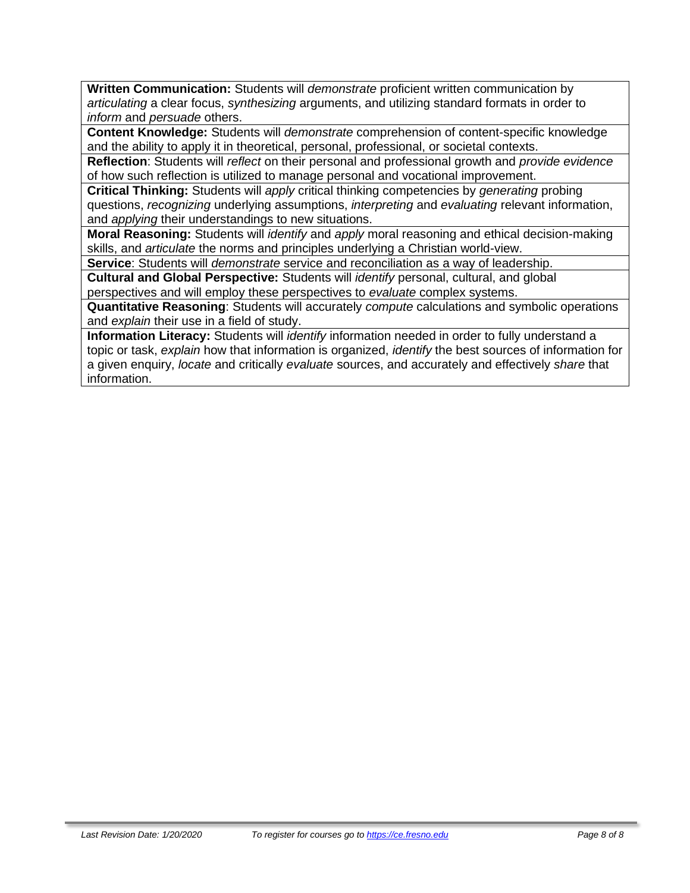| |
|---|
| **Written Communication:** Students will *demonstrate* proficient written communication by *articulating* a clear focus, *synthesizing* arguments, and utilizing standard formats in order to *inform* and *persuade* others. |
| **Content Knowledge:** Students will *demonstrate* comprehension of content-specific knowledge and the ability to apply it in theoretical, personal, professional, or societal contexts. |
| **Reflection**: Students will *reflect* on their personal and professional growth and *provide evidence* of how such reflection is utilized to manage personal and vocational improvement. |
| **Critical Thinking:** Students will *apply* critical thinking competencies by *generating* probing questions, *recognizing* underlying assumptions, *interpreting* and *evaluating* relevant information, and *applying* their understandings to new situations. |
| **Moral Reasoning:** Students will *identify* and *apply* moral reasoning and ethical decision-making skills, and *articulate* the norms and principles underlying a Christian world-view. |
| **Service**: Students will *demonstrate* service and reconciliation as a way of leadership. |
| **Cultural and Global Perspective:** Students will *identify* personal, cultural, and global perspectives and will employ these perspectives to *evaluate* complex systems. |
| **Quantitative Reasoning**: Students will accurately *compute* calculations and symbolic operations and *explain* their use in a field of study. |
| **Information Literacy:** Students will *identify* information needed in order to fully understand a topic or task, *explain* how that information is organized, *identify* the best sources of information for a given enquiry, *locate* and critically *evaluate* sources, and accurately and effectively *share* that information. |